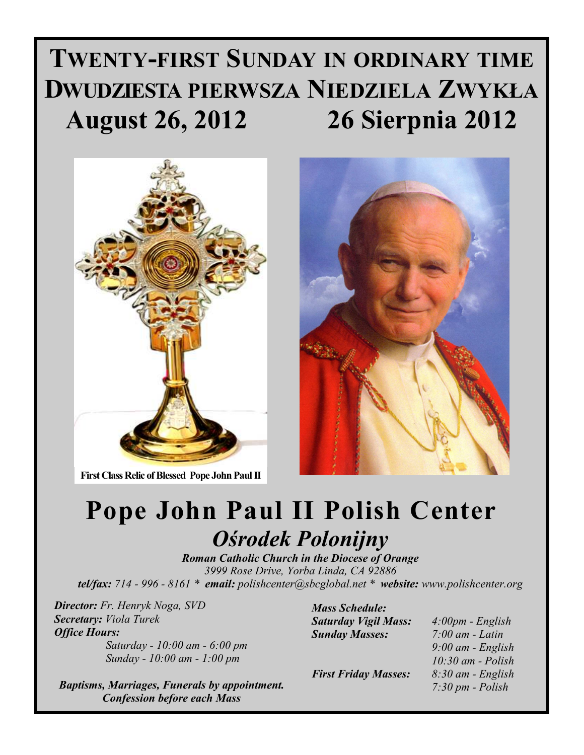# TWENTY-FIRST SUNDAY IN ORDINARY TIME
# DWUDZIESTA PIERWSZA NIEDZIELA ZWYKŁA
## August 26, 2012 26 Sierpnia 2012

First Class Relic of Blessed Pope John Paul II

# Pope John Paul II Polish Center
## *Ośrodek Polonijny*

***Roman Catholic Church in the Diocese of Orange***
*3999 Rose Drive, Yorba Linda, CA 92886*
***tel/fax:*** *714 - 996 - 8161* * ***email:*** *polishcenter@sbcglobal.net* * ***website:*** *www.polishcenter.org*

***Director:*** *Fr. Henryk Noga, SVD*
***Secretary:*** *Viola Turek*
***Office Hours:***
*Saturday - 10:00 am - 6:00 pm*
*Sunday - 10:00 am - 1:00 pm*

***Baptisms, Marriages, Funerals by appointment.***
***Confession before each Mass***

***Mass Schedule:***
***Saturday Vigil Mass:*** *4:00pm - English*
***Sunday Masses:*** *7:00 am - Latin*
*9:00 am - English*
*10:30 am - Polish*
***First Friday Masses:*** *8:30 am - English*
*7:30 pm - Polish*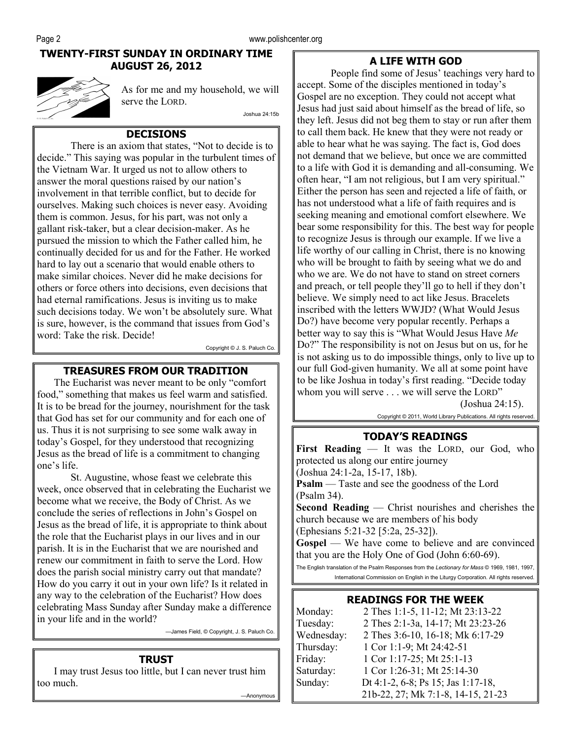## TWENTY-FIRST SUNDAY IN ORDINARY TIME
## AUGUST 26, 2012

As for me and my household, we will serve the LORD.

Joshua 24:15b

### DECISIONS

There is an axiom that states, "Not to decide is to decide." This saying was popular in the turbulent times of the Vietnam War. It urged us not to allow others to answer the moral questions raised by our nation's involvement in that terrible conflict, but to decide for ourselves. Making such choices is never easy. Avoiding them is common. Jesus, for his part, was not only a gallant risk-taker, but a clear decision-maker. As he pursued the mission to which the Father called him, he continually decided for us and for the Father. He worked hard to lay out a scenario that would enable others to make similar choices. Never did he make decisions for others or force others into decisions, even decisions that had eternal ramifications. Jesus is inviting us to make such decisions today. We won't be absolutely sure. What is sure, however, is the command that issues from God's word: Take the risk. Decide!

Copyright © J. S. Paluch Co.

### TREASURES FROM OUR TRADITION

The Eucharist was never meant to be only "comfort food," something that makes us feel warm and satisfied. It is to be bread for the journey, nourishment for the task that God has set for our community and for each one of us. Thus it is not surprising to see some walk away in today's Gospel, for they understood that recognizing Jesus as the bread of life is a commitment to changing one's life.

St. Augustine, whose feast we celebrate this week, once observed that in celebrating the Eucharist we become what we receive, the Body of Christ. As we conclude the series of reflections in John's Gospel on Jesus as the bread of life, it is appropriate to think about the role that the Eucharist plays in our lives and in our parish. It is in the Eucharist that we are nourished and renew our commitment in faith to serve the Lord. How does the parish social ministry carry out that mandate? How do you carry it out in your own life? Is it related in any way to the celebration of the Eucharist? How does celebrating Mass Sunday after Sunday make a difference in your life and in the world?

—James Field, © Copyright, J. S. Paluch Co.

### TRUST

I may trust Jesus too little, but I can never trust him too much.

—Anonymous

### A LIFE WITH GOD

People find some of Jesus' teachings very hard to accept. Some of the disciples mentioned in today's Gospel are no exception. They could not accept what Jesus had just said about himself as the bread of life, so they left. Jesus did not beg them to stay or run after them to call them back. He knew that they were not ready or able to hear what he was saying. The fact is, God does not demand that we believe, but once we are committed to a life with God it is demanding and all-consuming. We often hear, "I am not religious, but I am very spiritual." Either the person has seen and rejected a life of faith, or has not understood what a life of faith requires and is seeking meaning and emotional comfort elsewhere. We bear some responsibility for this. The best way for people to recognize Jesus is through our example. If we live a life worthy of our calling in Christ, there is no knowing who will be brought to faith by seeing what we do and who we are. We do not have to stand on street corners and preach, or tell people they'll go to hell if they don't believe. We simply need to act like Jesus. Bracelets inscribed with the letters WWJD? (What Would Jesus Do?) have become very popular recently. Perhaps a better way to say this is "What Would Jesus Have *Me* Do?" The responsibility is not on Jesus but on us, for he is not asking us to do impossible things, only to live up to our full God-given humanity. We all at some point have to be like Joshua in today's first reading. "Decide today whom you will serve . . . we will serve the LORD" (Joshua 24:15).

Copyright © 2011, World Library Publications. All rights reserved.

### TODAY'S READINGS

**First Reading** — It was the LORD, our God, who protected us along our entire journey (Joshua 24:1-2a, 15-17, 18b).

**Psalm** — Taste and see the goodness of the Lord (Psalm 34).

**Second Reading** — Christ nourishes and cherishes the church because we are members of his body (Ephesians 5:21-32 [5:2a, 25-32]).

**Gospel** — We have come to believe and are convinced that you are the Holy One of God (John 6:60-69).

The English translation of the Psalm Responses from the *Lectionary for Mass* © 1969, 1981, 1997, International Commission on English in the Liturgy Corporation. All rights reserved.

### READINGS FOR THE WEEK

| | |
|---|---|
| Monday: | 2 Thes 1:1-5, 11-12; Mt 23:13-22 |
| Tuesday: | 2 Thes 2:1-3a, 14-17; Mt 23:23-26 |
| Wednesday: | 2 Thes 3:6-10, 16-18; Mk 6:17-29 |
| Thursday: | 1 Cor 1:1-9; Mt 24:42-51 |
| Friday: | 1 Cor 1:17-25; Mt 25:1-13 |
| Saturday: | 1 Cor 1:26-31; Mt 25:14-30 |
| Sunday: | Dt 4:1-2, 6-8; Ps 15; Jas 1:17-18, 21b-22, 27; Mk 7:1-8, 14-15, 21-23 |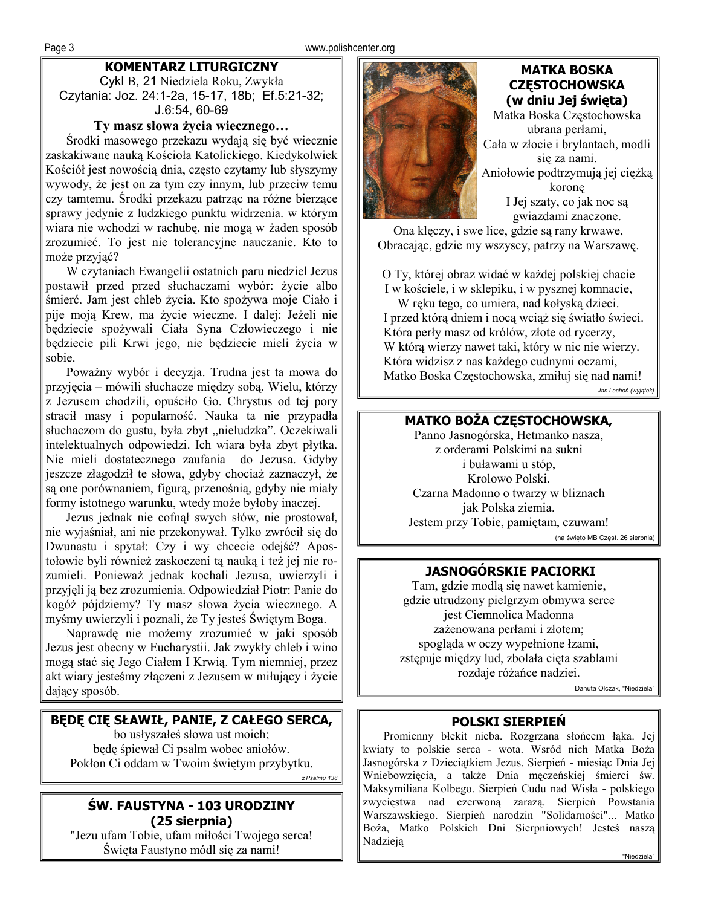## KOMENTARZ LITURGICZNY

Cykl B, 21 Niedziela Roku, Zwykła
Czytania: Joz. 24:1-2a, 15-17, 18b; Ef.5:21-32; J.6:54, 60-69

### Ty masz słowa życia wiecznego…

Środki masowego przekazu wydają się być wiecznie zaskakiwane nauką Kościoła Katolickiego. Kiedykolwiek Kościół jest nowością dnia, często czytamy lub słyszymy wywody, że jest on za tym czy innym, lub przeciw temu czy tamtemu. Środki przekazu patrząc na różne bierzące sprawy jedynie z ludzkiego punktu widrzenia. w którym wiara nie wchodzi w rachubę, nie mogą w żaden sposób zrozumieć. To jest nie tolerancyjne nauczanie. Kto to może przyjąć?

W czytaniach Ewangelii ostatnich paru niedziel Jezus postawił przed przed słuchaczami wybór: życie albo śmierć. Jam jest chleb życia. Kto spożywa moje Ciało i pije moją Krew, ma życie wieczne. I dalej: Jeżeli nie będziecie spożywali Ciała Syna Człowieczego i nie będziecie pili Krwi jego, nie będziecie mieli życia w sobie.

Poważny wybór i decyzja. Trudna jest ta mowa do przyjęcia – mówili słuchacze między sobą. Wielu, którzy z Jezusem chodzili, opuściło Go. Chrystus od tej pory stracił masy i popularność. Nauka ta nie przypadła słuchaczom do gustu, była zbyt „nieludzka”. Oczekiwali intelektualnych odpowiedzi. Ich wiara była zbyt płytka. Nie mieli dostatecznego zaufania do Jezusa. Gdyby jeszcze złagodził te słowa, gdyby chociaż zaznaczył, że są one porównaniem, figurą, przenośnią, gdyby nie miały formy istotnego warunku, wtedy może byłoby inaczej.

Jezus jednak nie cofnął swych słów, nie prostował, nie wyjaśniał, ani nie przekonywał. Tylko zwrócił się do Dwunastu i spytał: Czy i wy chcecie odejść? Apostołowie byli również zaskoczeni tą nauką i też jej nie rozumieli. Ponieważ jednak kochali Jezusa, uwierzyli i przyjęli ją bez zrozumienia. Odpowiedział Piotr: Panie do kogóż pójdziemy? Ty masz słowa życia wiecznego. A myśmy uwierzyli i poznali, że Ty jesteś Świętym Boga.

Naprawdę nie możemy zrozumieć w jaki sposób Jezus jest obecny w Eucharystii. Jak zwykły chleb i wino mogą stać się Jego Ciałem I Krwią. Tym niemniej, przez akt wiary jesteśmy złączeni z Jezusem w miłujący i życie dający sposób.

## BĘDĘ CIĘ SŁAWIŁ, PANIE, Z CAŁEGO SERCA,

bo usłyszałeś słowa ust moich;
będę śpiewał Ci psalm wobec aniołów.
Pokłon Ci oddam w Twoim świętym przybytku.

*z Psalmu 138*

## ŚW. FAUSTYNA - 103 URODZINY (25 sierpnia)

"Jezu ufam Tobie, ufam miłości Twojego serca!
Święta Faustyno módl się za nami!

## MATKA BOSKA CZĘSTOCHOWSKA (w dniu Jej święta)

Matka Boska Częstochowska ubrana perłami,
Cała w złocie i brylantach, modli się za nami.
Aniołowie podtrzymują jej ciężką koronę
I Jej szaty, co jak noc są gwiazdami znaczone.
Ona klęczy, i swe lice, gdzie są rany krwawe,
Obracając, gdzie my wszyscy, patrzy na Warszawę.

O Ty, której obraz widać w każdej polskiej chacie
I w kościele, i w sklepiku, i w pysznej komnacie,
W ręku tego, co umiera, nad kołyską dzieci.
I przed którą dniem i nocą wciąż się światło świeci.
Która perły masz od królów, złote od rycerzy,
W którą wierzy nawet taki, który w nic nie wierzy.
Która widzisz z nas każdego cudnymi oczami,
Matko Boska Częstochowska, zmiłuj się nad nami!

*Jan Lechoń (wyjątek)*

## MATKO BOŻA CZĘSTOCHOWSKA,

Panno Jasnogórska, Hetmanko nasza,
z orderami Polskimi na sukni
i buławami u stóp,
Krolowo Polski.
Czarna Madonno o twarzy w bliznach
jak Polska ziemia.
Jestem przy Tobie, pamiętam, czuwam!

(na święto MB Częst. 26 sierpnia)

## JASNOGÓRSKIE PACIORKI

Tam, gdzie modlą się nawet kamienie,
gdzie utrudzony pielgrzym obmywa serce
jest Ciemnolica Madonna
zażenowana perłami i złotem;
spogląda w oczy wypełnione łzami,
zstępuje między lud, zbolała cięta szablami
rozdaje różańce nadziei.

Danuta Olczak, "Niedziela"

## POLSKI SIERPIEŃ

Promienny błekit nieba. Rozgrzana słońcem łąka. Jej kwiaty to polskie serca - wota. Wsród nich Matka Boża Jasnogórska z Dzieciątkiem Jezus. Sierpień - miesiąc Dnia Jej Wniebowzięcia, a także Dnia męczeńskiej śmierci św. Maksymiliana Kolbego. Sierpień Cudu nad Wisła - polskiego zwycięstwa nad czerwoną zarazą. Sierpień Powstania Warszawskiego. Sierpień narodzin "Solidarności"... Matko Boża, Matko Polskich Dni Sierpniowych! Jesteś naszą Nadzieją

"Niedziela"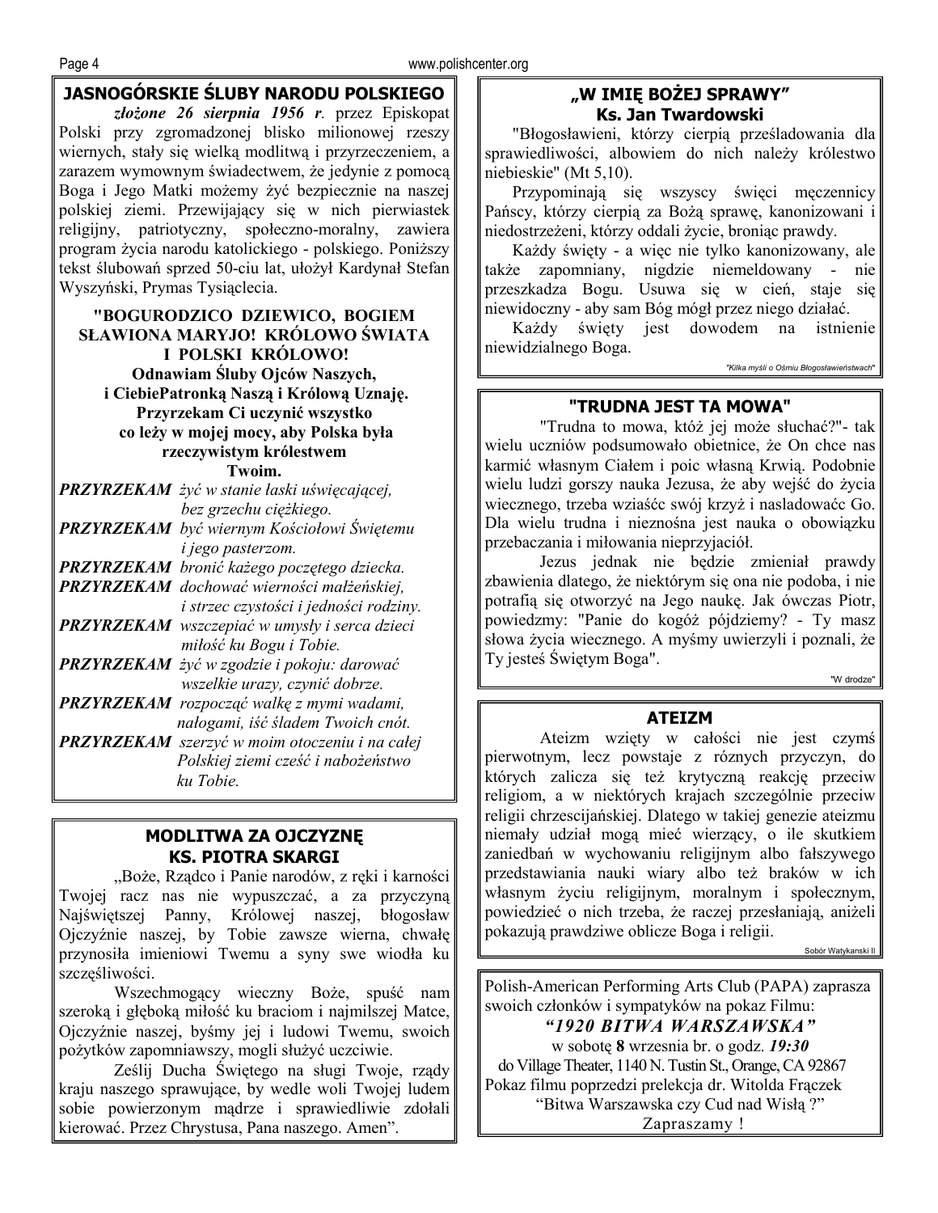## JASNOGÓRSKIE ŚLUBY NARODU POLSKIEGO

***złożone 26 sierpnia 1956 r.*** przez Episkopat Polski przy zgromadzonej blisko milionowej rzeszy wiernych, stały się wielką modlitwą i przyrzeczeniem, a zarazem wymownym świadectwem, że jedynie z pomocą Boga i Jego Matki możemy żyć bezpiecznie na naszej polskiej ziemi. Przewijający się w nich pierwiastek religijny, patriotyczny, społeczno-moralny, zawiera program życia narodu katolickiego - polskiego. Poniższy tekst ślubowań sprzed 50-ciu lat, ułożył Kardynał Stefan Wyszyński, Prymas Tysiąclecia.

**"BOGURODZICO DZIEWICO, BOGIEM SŁAWIONA MARYJO! KRÓLOWO ŚWIATA I POLSKI KRÓLOWO!**
**Odnawiam Śluby Ojców Naszych,**
**i CiebiePatronką Naszą i Królową Uznaję.**
**Przyrzekam Ci uczynić wszystko**
**co leży w mojej mocy, aby Polska była**
**rzeczywistym królestwem**
**Twoim.**

***PRZYRZEKAM*** *żyć w stanie łaski uświęcającej, bez grzechu ciężkiego.*
***PRZYRZEKAM*** *być wiernym Kościołowi Świętemu i jego pasterzom.*
***PRZYRZEKAM*** *bronić każego poczętego dziecka.*
***PRZYRZEKAM*** *dochować wierności małżeńskiej, i strzec czystości i jedności rodziny.*
***PRZYRZEKAM*** *wszczepiać w umysły i serca dzieci miłość ku Bogu i Tobie.*
***PRZYRZEKAM*** *żyć w zgodzie i pokoju: darować wszelkie urazy, czynić dobrze.*
***PRZYRZEKAM*** *rozpocząć walkę z mymi wadami, nałogami, iść śladem Twoich cnót.*
***PRZYRZEKAM*** *szerzyć w moim otoczeniu i na całej Polskiej ziemi cześć i nabożeństwo ku Tobie.*

## MODLITWA ZA OJCZYZNĘ KS. PIOTRA SKARGI

„Boże, Rządco i Panie narodów, z ręki i karności Twojej racz nas nie wypuszczać, a za przyczyną Najświętszej Panny, Królowej naszej, błogosław Ojczyźnie naszej, by Tobie zawsze wierna, chwałę przynosiła imieniowi Twemu a syny swe wiodła ku szczęśliwości.

Wszechmogący wieczny Boże, spuść nam szeroką i głęboką miłość ku braciom i najmilszej Matce, Ojczyźnie naszej, byśmy jej i ludowi Twemu, swoich pożytków zapomniawszy, mogli służyć uczciwie.

Ześlij Ducha Świętego na sługi Twoje, rządy kraju naszego sprawujące, by wedle woli Twojej ludem sobie powierzonym mądrze i sprawiedliwie zdołali kierować. Przez Chrystusa, Pana naszego. Amen".

## „W IMIĘ BOŻEJ SPRAWY"
### Ks. Jan Twardowski

"Błogosławieni, którzy cierpią prześladowania dla sprawiedliwości, albowiem do nich należy królestwo niebieskie" (Mt 5,10).

Przypominają się wszyscy święci męczennicy Pańscy, którzy cierpią za Bożą sprawę, kanonizowani i niedostrzeżeni, którzy oddali życie, broniąc prawdy.

Każdy święty - a więc nie tylko kanonizowany, ale także zapomniany, nigdzie niemeldowany - nie przeszkadza Bogu. Usuwa się w cień, staje się niewidoczny - aby sam Bóg mógł przez niego działać.

Każdy święty jest dowodem na istnienie niewidzialnego Boga.

*"Kilka myśli o Ośmiu Błogosławieństwach"*

## "TRUDNA JEST TA MOWA"

"Trudna to mowa, któż jej może słuchać?"- tak wielu uczniów podsumowało obietnice, że On chce nas karmić własnym Ciałem i poic własną Krwią. Podobnie wielu ludzi gorszy nauka Jezusa, że aby wejść do życia wiecznego, trzeba wziaść swój krzyż i nasladowaćc Go. Dla wielu trudna i nieznośna jest nauka o obowiązku przebaczania i miłowania nieprzyjaciół.

Jezus jednak nie będzie zmieniał prawdy zbawienia dlatego, że niektórym się ona nie podoba, i nie potrafią się otworzyć na Jego naukę. Jak ówczas Piotr, powiedzmy: "Panie do kogóż pójdziemy? - Ty masz słowa życia wiecznego. A myśmy uwierzyli i poznali, że Ty jesteś Świętym Boga".

"W drodze"

## ATEIZM

Ateizm wzięty w całości nie jest czymś pierwotnym, lecz powstaje z róznych przyczyn, do których zalicza się też krytyczną reakcję przeciw religiom, a w niektórych krajach szczególnie przeciw religii chrzescijańskiej. Dlatego w takiej genezie ateizmu niemały udział mogą mieć wierzący, o ile skutkiem zaniedbań w wychowaniu religijnym albo fałszywego przedstawiania nauki wiary albo też braków w ich własnym życiu religijnym, moralnym i społecznym, powiedzieć o nich trzeba, że raczej przesłaniają, aniżeli pokazują prawdziwe oblicze Boga i religii.

Sobór Watykanski II

Polish-American Performing Arts Club (PAPA) zaprasza swoich członków i sympatyków na pokaz Filmu:

***"1920 BITWA WARSZAWSKA"***

w sobotę **8** września br. o godz. *19:30*
do Village Theater, 1140 N. Tustin St., Orange, CA 92867
Pokaz filmu poprzedzi prelekcja dr. Witolda Frączek
"Bitwa Warszawska czy Cud nad Wisłą ?"

Zapraszamy !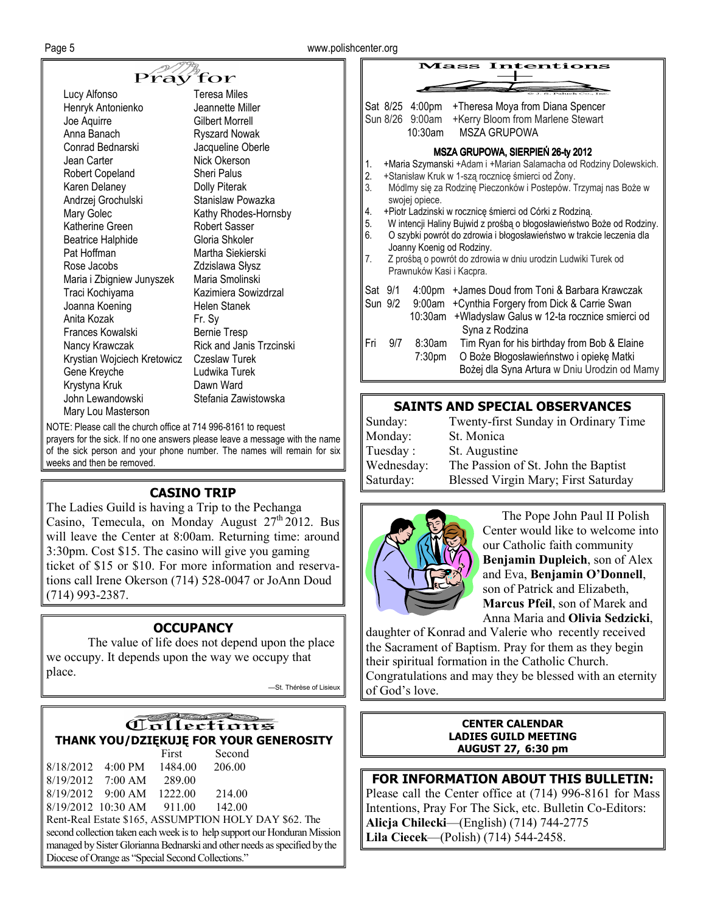## Pray for

Lucy Alfonso
Henryk Antonienko
Joe Aquirre
Anna Banach
Conrad Bednarski
Jean Carter
Robert Copeland
Karen Delaney
Andrzej Grochulski
Mary Golec
Katherine Green
Beatrice Halphide
Pat Hoffman
Rose Jacobs
Maria i Zbigniew Junyszek
Traci Kochiyama
Joanna Koening
Anita Kozak
Frances Kowalski
Nancy Krawczak
Krystian Wojciech Kretowicz
Gene Kreyche
Krystyna Kruk
John Lewandowski
Mary Lou Masterson
Teresa Miles
Jeannette Miller
Gilbert Morrell
Ryszard Nowak
Jacqueline Oberle
Nick Okerson
Sheri Palus
Dolly Piterak
Stanislaw Powazka
Kathy Rhodes-Hornsby
Robert Sasser
Gloria Shkoler
Martha Siekierski
Zdzislawa Słysz
Maria Smolinski
Kazimiera Sowizdrzal
Helen Stanek
Fr. Sy
Bernie Tresp
Rick and Janis Trzcinski
Czeslaw Turek
Ludwika Turek
Dawn Ward
Stefania Zawistowska

NOTE: Please call the church office at 714 996-8161 to request prayers for the sick. If no one answers please leave a message with the name of the sick person and your phone number. The names will remain for six weeks and then be removed.

## CASINO TRIP

The Ladies Guild is having a Trip to the Pechanga Casino, Temecula, on Monday August 27th 2012. Bus will leave the Center at 8:00am. Returning time: around 3:30pm. Cost $15. The casino will give you gaming ticket of $15 or $10. For more information and reservations call Irene Okerson (714) 528-0047 or JoAnn Doud (714) 993-2387.

## OCCUPANCY

The value of life does not depend upon the place we occupy. It depends upon the way we occupy that place.

—St. Thérèse of Lisieux

## Collections

**THANK YOU/DZIĘKUJĘ FOR YOUR GENEROSITY**

| | | First | Second |
|---|---|---|---|
| 8/18/2012 | 4:00 PM | 1484.00 | 206.00 |
| 8/19/2012 | 7:00 AM | 289.00 | |
| 8/19/2012 | 9:00 AM | 1222.00 | 214.00 |
| 8/19/2012 | 10:30 AM | 911.00 | 142.00 |

Rent-Real Estate $165, ASSUMPTION HOLY DAY $62. The second collection taken each week is to help support our Honduran Mission managed by Sister Glorianna Bednarski and other needs as specified by the Diocese of Orange as "Special Second Collections."

## Mass Intentions

Sat 8/25 4:00pm +Theresa Moya from Diana Spencer
Sun 8/26 9:00am +Kerry Bloom from Marlene Stewart
10:30am MSZA GRUPOWA

**MSZA GRUPOWA, SIERPIEŃ 26-ty 2012**

1. +Maria Szymanski +Adam i +Marian Salamacha od Rodziny Dolewskich.
2. +Stanisław Kruk w 1-szą rocznicę śmierci od Żony.
3. Módlmy się za Rodzinę Pieczonków i Postepów. Trzymaj nas Boże w swojej opiece.
4. +Piotr Ladzinski w rocznicę śmierci od Córki z Rodziną.
5. W intencji Haliny Bujwid z prośbą o błogosławieństwo Boże od Rodziny.
6. O szybki powrót do zdrowia i błogosławieństwo w trakcie leczenia dla Joanny Koenig od Rodziny.
7. Z prośbą o powrót do zdrowia w dniu urodzin Ludwiki Turek od Prawnuków Kasi i Kacpra.

Sat 9/1 4:00pm +James Doud from Toni & Barbara Krawczak
Sun 9/2 9:00am +Cynthia Forgery from Dick & Carrie Swan
10:30am +Wladyslaw Galus w 12-ta rocznice smierci od Syna z Rodzina
Fri 9/7 8:30am Tim Ryan for his birthday from Bob & Elaine
7:30pm O Boże Błogosławieństwo i opiekę Matki Bożej dla Syna Artura w Dniu Urodzin od Mamy

## SAINTS AND SPECIAL OBSERVANCES

| | |
|---|---|
| Sunday: | Twenty-first Sunday in Ordinary Time |
| Monday: | St. Monica |
| Tuesday : | St. Augustine |
| Wednesday: | The Passion of St. John the Baptist |
| Saturday: | Blessed Virgin Mary; First Saturday |

The Pope John Paul II Polish Center would like to welcome into our Catholic faith community **Benjamin Dupleich**, son of Alex and Eva, **Benjamin O'Donnell**, son of Patrick and Elizabeth, **Marcus Pfeil**, son of Marek and Anna Maria and **Olivia Sedzicki**, daughter of Konrad and Valerie who recently received the Sacrament of Baptism. Pray for them as they begin their spiritual formation in the Catholic Church. Congratulations and may they be blessed with an eternity of God's love.

**CENTER CALENDAR**
**LADIES GUILD MEETING**
**AUGUST 27, 6:30 pm**

## FOR INFORMATION ABOUT THIS BULLETIN:

Please call the Center office at (714) 996-8161 for Mass Intentions, Pray For The Sick, etc. Bulletin Co-Editors:
**Alicja Chilecki**—(English) (714) 744-2775
**Lila Ciecek**—(Polish) (714) 544-2458.